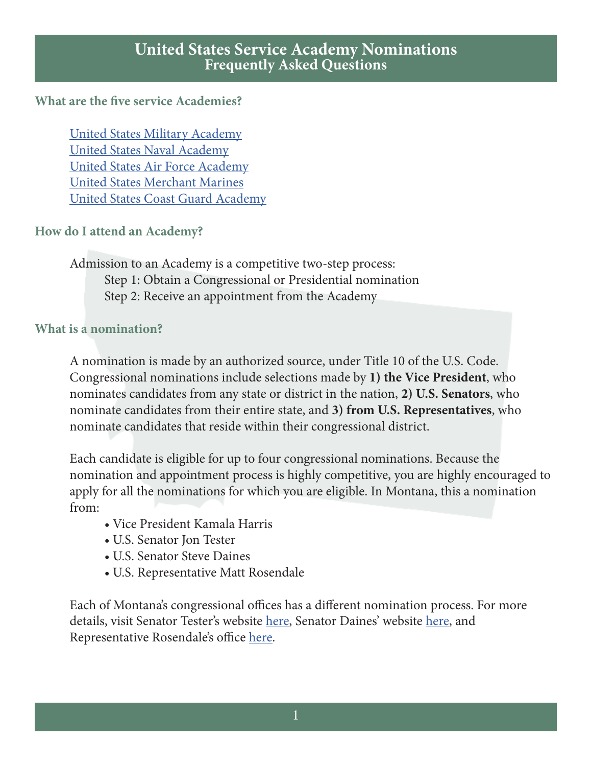# United States Service Academy Nominations
## Frequently Asked Questions

### What are the five service Academies?

United States Military Academy
United States Naval Academy
United States Air Force Academy
United States Merchant Marines
United States Coast Guard Academy

### How do I attend an Academy?

Admission to an Academy is a competitive two-step process:
Step 1: Obtain a Congressional or Presidential nomination
Step 2: Receive an appointment from the Academy

### What is a nomination?

A nomination is made by an authorized source, under Title 10 of the U.S. Code. Congressional nominations include selections made by **1) the Vice President**, who nominates candidates from any state or district in the nation, **2) U.S. Senators**, who nominate candidates from their entire state, and **3) from U.S. Representatives**, who nominate candidates that reside within their congressional district.

Each candidate is eligible for up to four congressional nominations. Because the nomination and appointment process is highly competitive, you are highly encouraged to apply for all the nominations for which you are eligible. In Montana, this a nomination from:

- Vice President Kamala Harris
- U.S. Senator Jon Tester
- U.S. Senator Steve Daines
- U.S. Representative Matt Rosendale

Each of Montana's congressional offices has a different nomination process. For more details, visit Senator Tester's website here, Senator Daines' website here, and Representative Rosendale's office here.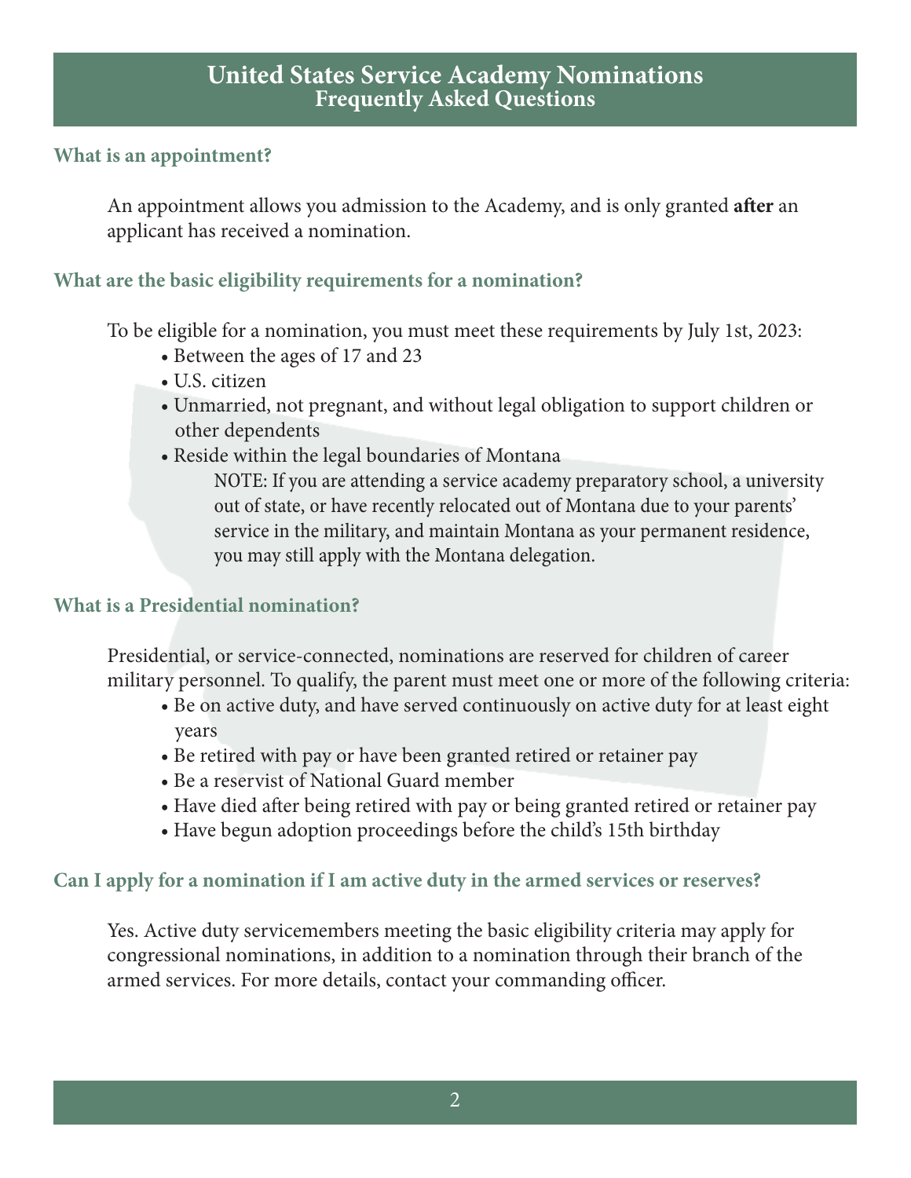# United States Service Academy Nominations
## Frequently Asked Questions

### What is an appointment?

An appointment allows you admission to the Academy, and is only granted **after** an applicant has received a nomination.

### What are the basic eligibility requirements for a nomination?

To be eligible for a nomination, you must meet these requirements by July 1st, 2023:

- Between the ages of 17 and 23
- U.S. citizen
- Unmarried, not pregnant, and without legal obligation to support children or other dependents
- Reside within the legal boundaries of Montana

    NOTE: If you are attending a service academy preparatory school, a university out of state, or have recently relocated out of Montana due to your parents' service in the military, and maintain Montana as your permanent residence, you may still apply with the Montana delegation.

### What is a Presidential nomination?

Presidential, or service-connected, nominations are reserved for children of career military personnel. To qualify, the parent must meet one or more of the following criteria:

- Be on active duty, and have served continuously on active duty for at least eight years
- Be retired with pay or have been granted retired or retainer pay
- Be a reservist of National Guard member
- Have died after being retired with pay or being granted retired or retainer pay
- Have begun adoption proceedings before the child's 15th birthday

### Can I apply for a nomination if I am active duty in the armed services or reserves?

Yes. Active duty servicemembers meeting the basic eligibility criteria may apply for congressional nominations, in addition to a nomination through their branch of the armed services. For more details, contact your commanding officer.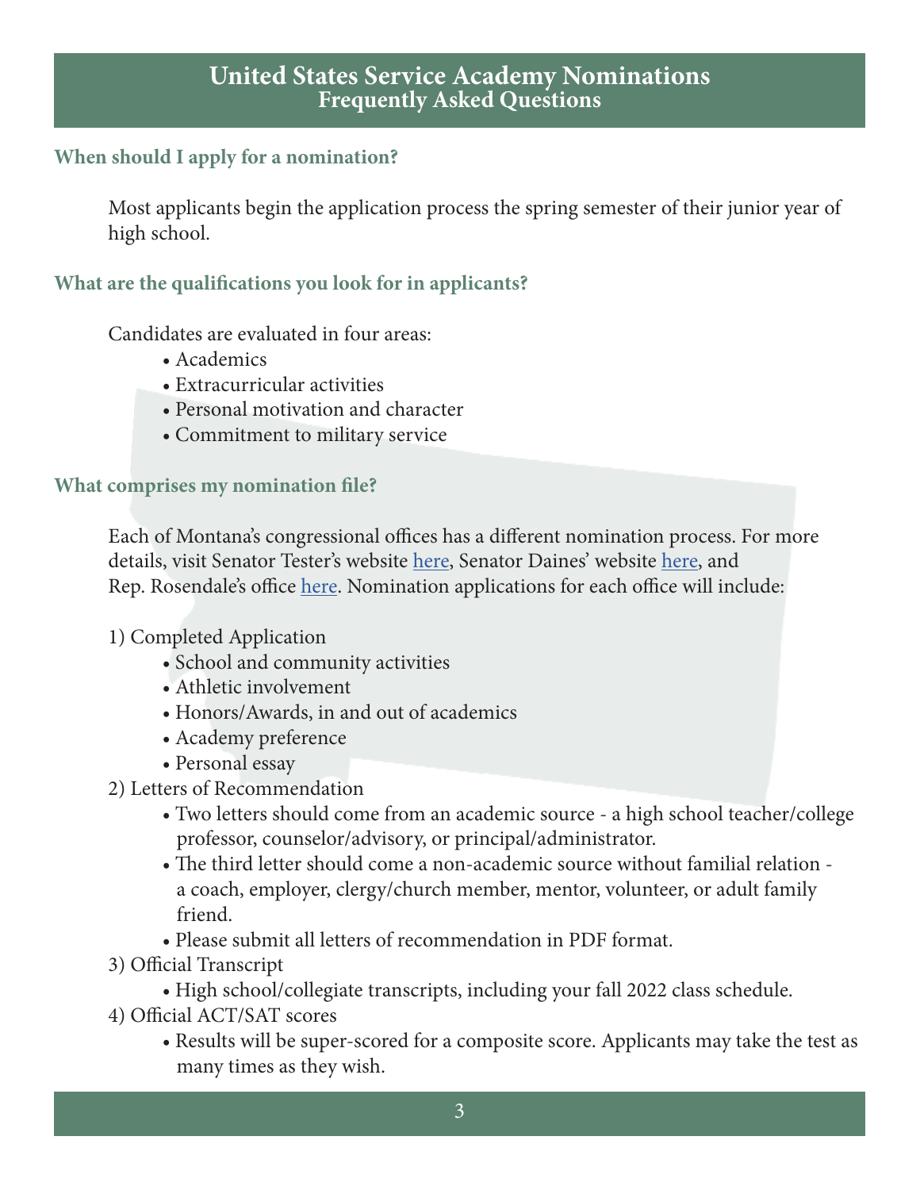# United States Service Academy Nominations
## Frequently Asked Questions

### When should I apply for a nomination?

Most applicants begin the application process the spring semester of their junior year of high school.

### What are the qualifications you look for in applicants?

Candidates are evaluated in four areas:

- Academics
- Extracurricular activities
- Personal motivation and character
- Commitment to military service

### What comprises my nomination file?

Each of Montana's congressional offices has a different nomination process. For more details, visit Senator Tester's website here, Senator Daines' website here, and Rep. Rosendale's office here. Nomination applications for each office will include:

1) Completed Application
    - School and community activities
    - Athletic involvement
    - Honors/Awards, in and out of academics
    - Academy preference
    - Personal essay
2) Letters of Recommendation
    - Two letters should come from an academic source - a high school teacher/college professor, counselor/advisory, or principal/administrator.
    - The third letter should come a non-academic source without familial relation - a coach, employer, clergy/church member, mentor, volunteer, or adult family friend.
    - Please submit all letters of recommendation in PDF format.
3) Official Transcript
    - High school/collegiate transcripts, including your fall 2022 class schedule.
4) Official ACT/SAT scores
    - Results will be super-scored for a composite score. Applicants may take the test as many times as they wish.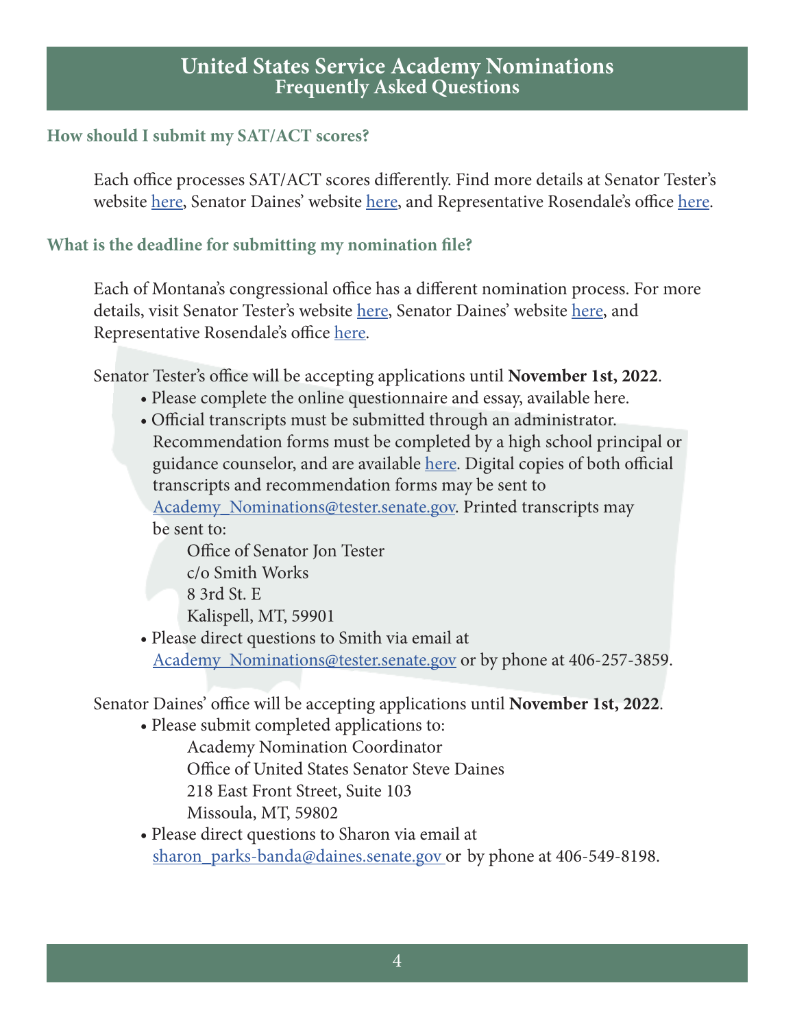# United States Service Academy Nominations
## Frequently Asked Questions

### How should I submit my SAT/ACT scores?

Each office processes SAT/ACT scores differently. Find more details at Senator Tester's website here, Senator Daines' website here, and Representative Rosendale's office here.

### What is the deadline for submitting my nomination file?

Each of Montana's congressional office has a different nomination process. For more details, visit Senator Tester's website here, Senator Daines' website here, and Representative Rosendale's office here.

Senator Tester's office will be accepting applications until **November 1st, 2022**.

- Please complete the online questionnaire and essay, available here.
- Official transcripts must be submitted through an administrator. Recommendation forms must be completed by a high school principal or guidance counselor, and are available here. Digital copies of both official transcripts and recommendation forms may be sent to Academy_Nominations@tester.senate.gov. Printed transcripts may be sent to:

  Office of Senator Jon Tester
  c/o Smith Works
  8 3rd St. E
  Kalispell, MT, 59901
- Please direct questions to Smith via email at Academy_Nominations@tester.senate.gov or by phone at 406-257-3859.

Senator Daines' office will be accepting applications until **November 1st, 2022**.

- Please submit completed applications to:

  Academy Nomination Coordinator
  Office of United States Senator Steve Daines
  218 East Front Street, Suite 103
  Missoula, MT, 59802
- Please direct questions to Sharon via email at sharon_parks-banda@daines.senate.gov or by phone at 406-549-8198.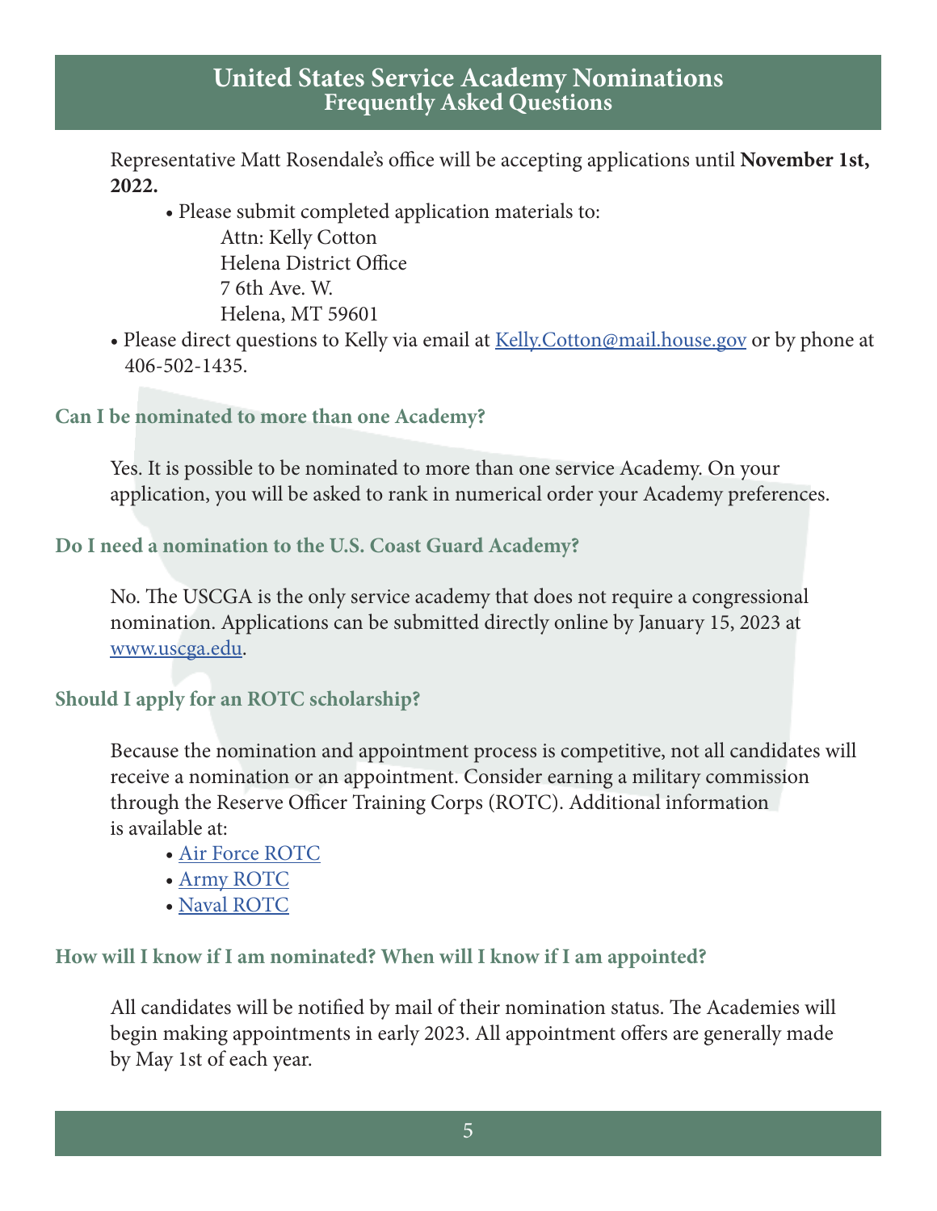# United States Service Academy Nominations
## Frequently Asked Questions

Representative Matt Rosendale's office will be accepting applications until **November 1st, 2022.**

- Please submit completed application materials to:
  Attn: Kelly Cotton
  Helena District Office
  7 6th Ave. W.
  Helena, MT 59601
- Please direct questions to Kelly via email at Kelly.Cotton@mail.house.gov or by phone at 406-502-1435.

### Can I be nominated to more than one Academy?

Yes. It is possible to be nominated to more than one service Academy. On your application, you will be asked to rank in numerical order your Academy preferences.

### Do I need a nomination to the U.S. Coast Guard Academy?

No. The USCGA is the only service academy that does not require a congressional nomination. Applications can be submitted directly online by January 15, 2023 at www.uscga.edu.

### Should I apply for an ROTC scholarship?

Because the nomination and appointment process is competitive, not all candidates will receive a nomination or an appointment. Consider earning a military commission through the Reserve Officer Training Corps (ROTC). Additional information is available at:

- Air Force ROTC
- Army ROTC
- Naval ROTC

### How will I know if I am nominated? When will I know if I am appointed?

All candidates will be notified by mail of their nomination status. The Academies will begin making appointments in early 2023. All appointment offers are generally made by May 1st of each year.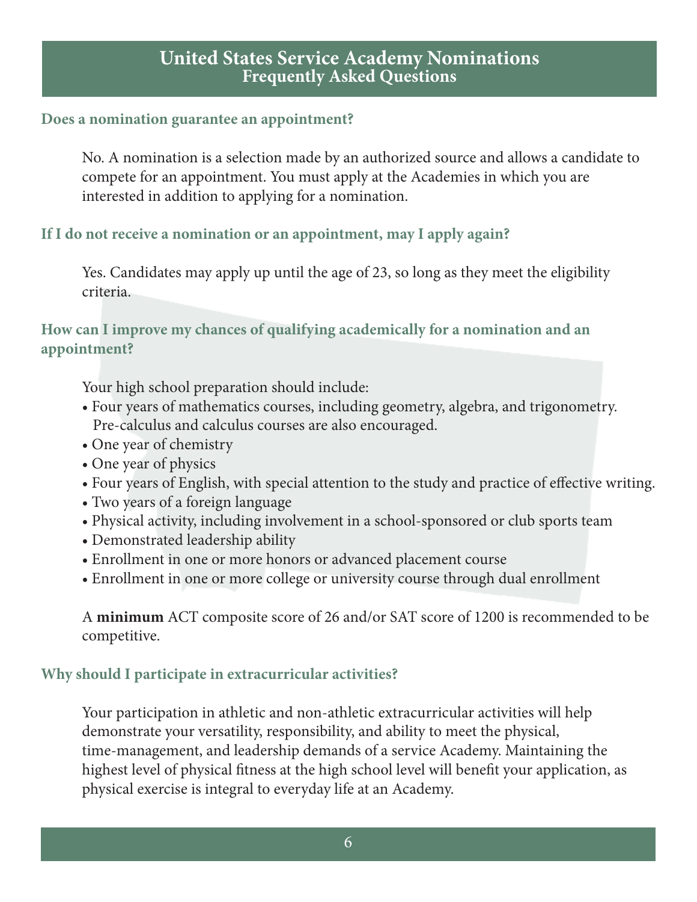# United States Service Academy Nominations
## Frequently Asked Questions

### Does a nomination guarantee an appointment?

No. A nomination is a selection made by an authorized source and allows a candidate to compete for an appointment. You must apply at the Academies in which you are interested in addition to applying for a nomination.

### If I do not receive a nomination or an appointment, may I apply again?

Yes. Candidates may apply up until the age of 23, so long as they meet the eligibility criteria.

### How can I improve my chances of qualifying academically for a nomination and an appointment?

Your high school preparation should include:

- Four years of mathematics courses, including geometry, algebra, and trigonometry. Pre-calculus and calculus courses are also encouraged.
- One year of chemistry
- One year of physics
- Four years of English, with special attention to the study and practice of effective writing.
- Two years of a foreign language
- Physical activity, including involvement in a school-sponsored or club sports team
- Demonstrated leadership ability
- Enrollment in one or more honors or advanced placement course
- Enrollment in one or more college or university course through dual enrollment

A **minimum** ACT composite score of 26 and/or SAT score of 1200 is recommended to be competitive.

### Why should I participate in extracurricular activities?

Your participation in athletic and non-athletic extracurricular activities will help demonstrate your versatility, responsibility, and ability to meet the physical, time-management, and leadership demands of a service Academy. Maintaining the highest level of physical fitness at the high school level will benefit your application, as physical exercise is integral to everyday life at an Academy.